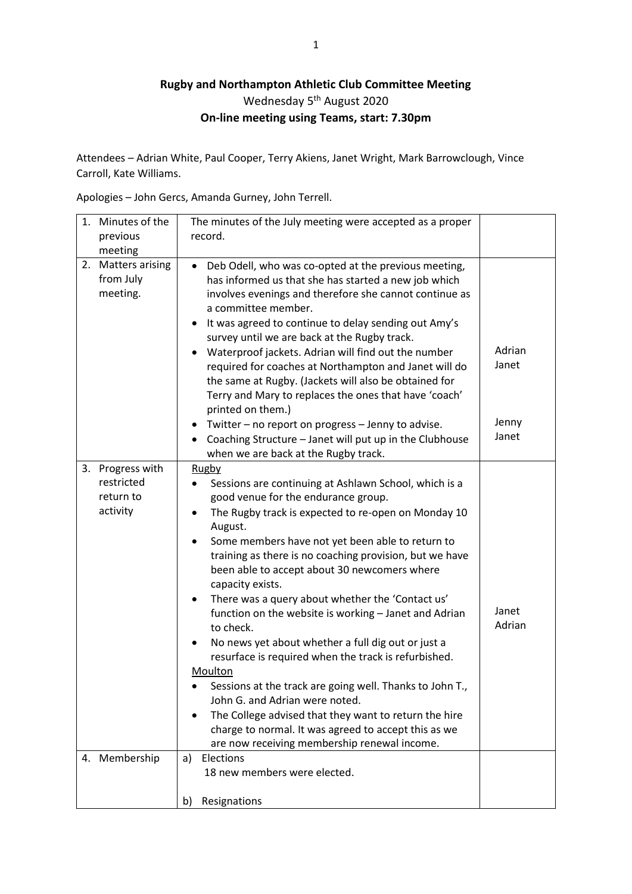**Rugby and Northampton Athletic Club Committee Meeting**

Wednesday 5th August 2020

**On-line meeting using Teams, start: 7.30pm**

Attendees – Adrian White, Paul Cooper, Terry Akiens, Janet Wright, Mark Barrowclough, Vince Carroll, Kate Williams.

Apologies – John Gercs, Amanda Gurney, John Terrell.

| | | |
|---|---|---|
| 1. Minutes of the previous meeting | The minutes of the July meeting were accepted as a proper record. | |
| 2. Matters arising from July meeting. | • Deb Odell, who was co-opted at the previous meeting, has informed us that she has started a new job which involves evenings and therefore she cannot continue as a committee member.<br>• It was agreed to continue to delay sending out Amy's survey until we are back at the Rugby track.<br>• Waterproof jackets. Adrian will find out the number required for coaches at Northampton and Janet will do the same at Rugby. (Jackets will also be obtained for Terry and Mary to replaces the ones that have 'coach' printed on them.)<br>• Twitter – no report on progress – Jenny to advise.<br>• Coaching Structure – Janet will put up in the Clubhouse when we are back at the Rugby track. | Adrian<br>Janet<br><br>Jenny<br>Janet |
| 3. Progress with restricted return to activity | Rugby<br>• Sessions are continuing at Ashlawn School, which is a good venue for the endurance group.<br>• The Rugby track is expected to re-open on Monday 10 August.<br>• Some members have not yet been able to return to training as there is no coaching provision, but we have been able to accept about 30 newcomers where capacity exists.<br>• There was a query about whether the 'Contact us' function on the website is working – Janet and Adrian to check.<br>• No news yet about whether a full dig out or just a resurface is required when the track is refurbished.<br>Moulton<br>• Sessions at the track are going well. Thanks to John T., John G. and Adrian were noted.<br>• The College advised that they want to return the hire charge to normal. It was agreed to accept this as we are now receiving membership renewal income. | Janet<br>Adrian |
| 4. Membership | a) Elections<br>18 new members were elected.<br><br>b) Resignations | |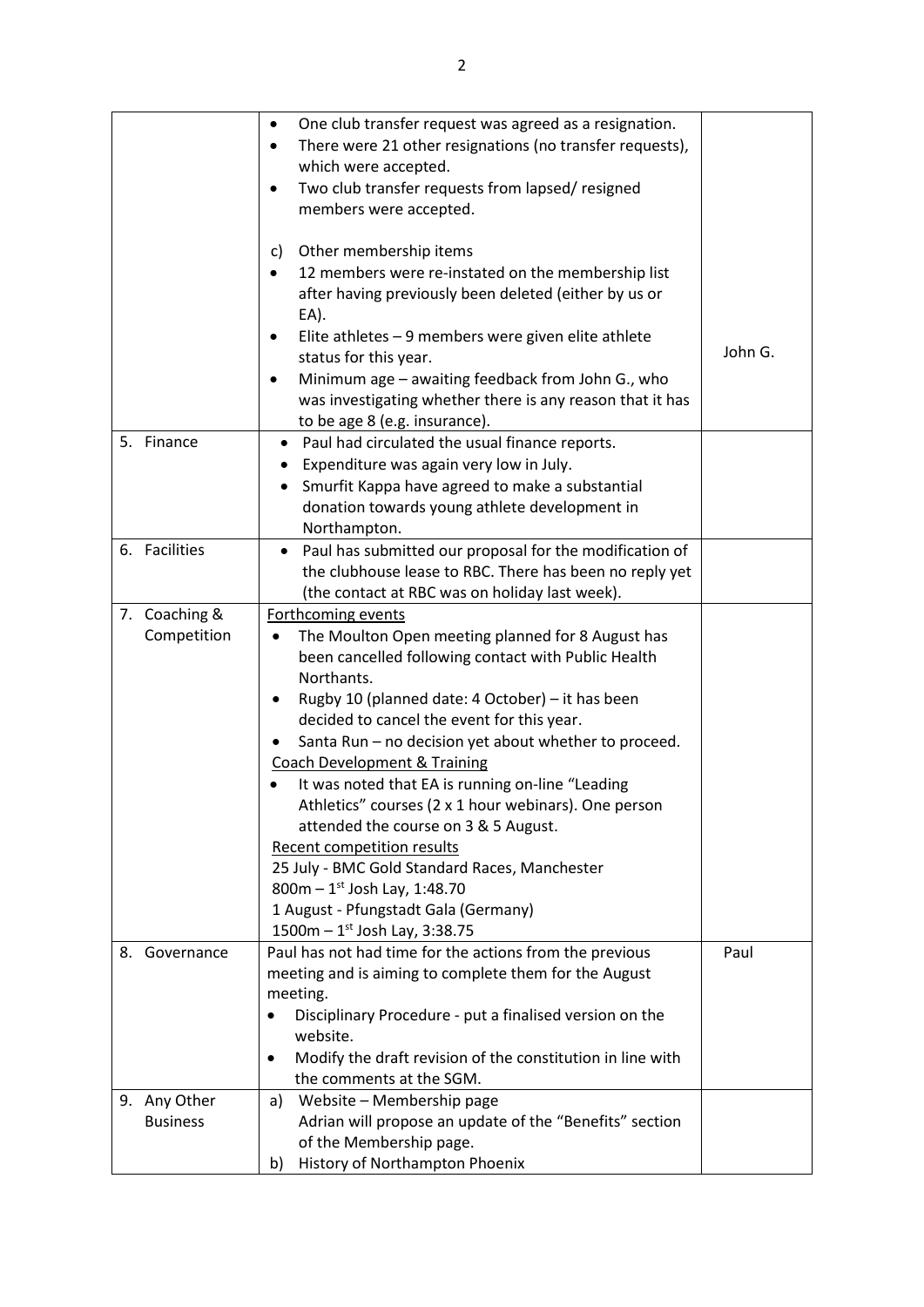| | | |
|---|---|---|
| | • One club transfer request was agreed as a resignation.<br>• There were 21 other resignations (no transfer requests), which were accepted.<br>• Two club transfer requests from lapsed/ resigned members were accepted.<br><br>c) Other membership items<br>• 12 members were re-instated on the membership list after having previously been deleted (either by us or EA).<br>• Elite athletes – 9 members were given elite athlete status for this year.<br>• Minimum age – awaiting feedback from John G., who was investigating whether there is any reason that it has to be age 8 (e.g. insurance). | John G. |
| 5. Finance | • Paul had circulated the usual finance reports.<br>• Expenditure was again very low in July.<br>• Smurfit Kappa have agreed to make a substantial donation towards young athlete development in Northampton. | |
| 6. Facilities | • Paul has submitted our proposal for the modification of the clubhouse lease to RBC. There has been no reply yet (the contact at RBC was on holiday last week). | |
| 7. Coaching & Competition | Forthcoming events<br>• The Moulton Open meeting planned for 8 August has been cancelled following contact with Public Health Northants.<br>• Rugby 10 (planned date: 4 October) – it has been decided to cancel the event for this year.<br>• Santa Run – no decision yet about whether to proceed.<br>Coach Development & Training<br>• It was noted that EA is running on-line "Leading Athletics" courses (2 x 1 hour webinars). One person attended the course on 3 & 5 August.<br>Recent competition results<br>25 July - BMC Gold Standard Races, Manchester<br>800m – 1st Josh Lay, 1:48.70<br>1 August - Pfungstadt Gala (Germany)<br>1500m – 1st Josh Lay, 3:38.75 | |
| 8. Governance | Paul has not had time for the actions from the previous meeting and is aiming to complete them for the August meeting.<br>• Disciplinary Procedure - put a finalised version on the website.<br>• Modify the draft revision of the constitution in line with the comments at the SGM. | Paul |
| 9. Any Other Business | a) Website – Membership page<br>Adrian will propose an update of the "Benefits" section of the Membership page.<br>b) History of Northampton Phoenix | |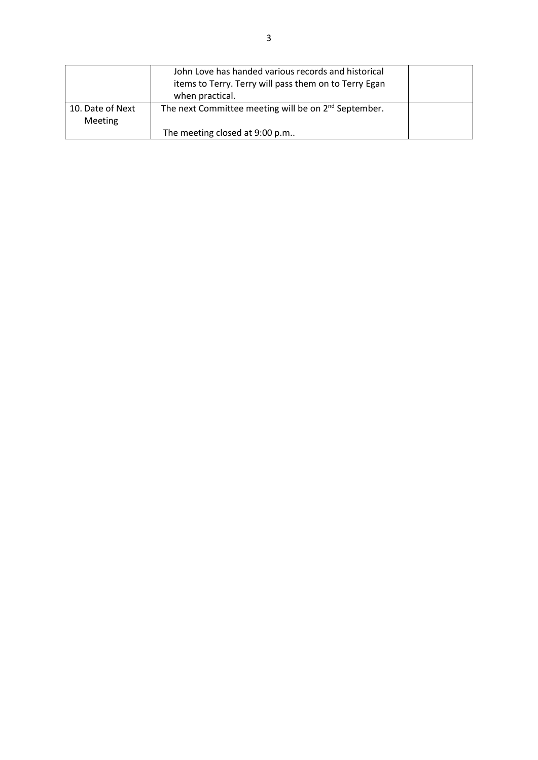| | | |
|---|---|---|
| | John Love has handed various records and historical items to Terry. Terry will pass them on to Terry Egan when practical. | |
| 10. Date of Next Meeting | The next Committee meeting will be on 2nd September.<br><br>The meeting closed at 9:00 p.m.. | |